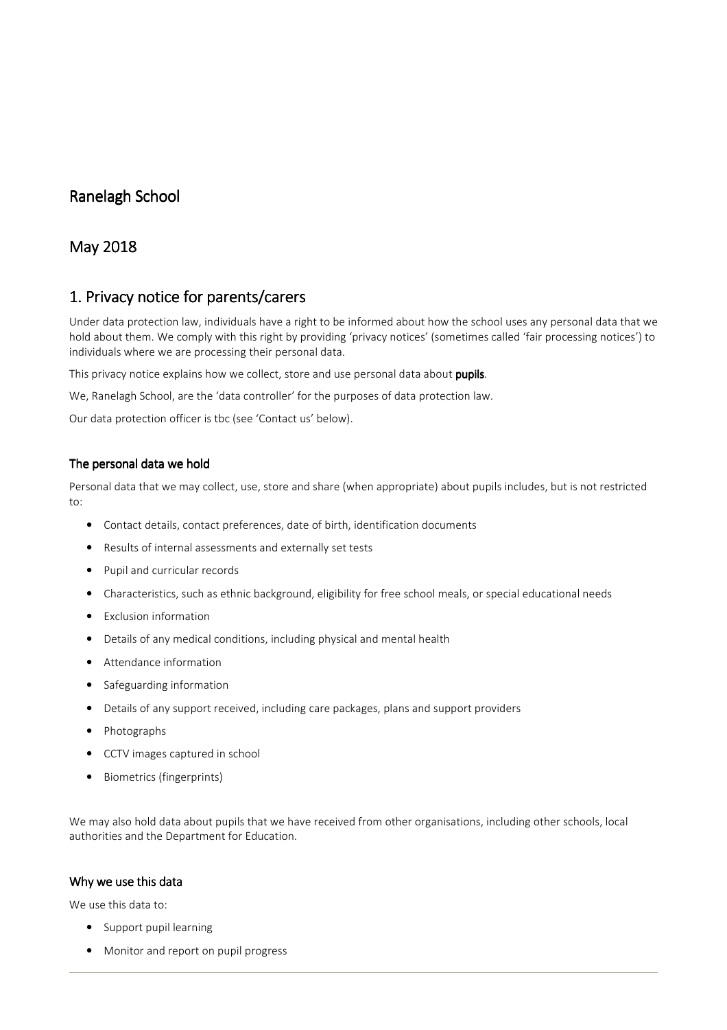# Ranelagh School

# May 2018

## 1. Privacy notice for parents/carers

Under data protection law, individuals have a right to be informed about how the school uses any personal data that we hold about them. We comply with this right by providing 'privacy notices' (sometimes called 'fair processing notices') to individuals where we are processing their personal data.

This privacy notice explains how we collect, store and use personal data about **pupils**.

We, Ranelagh School, are the 'data controller' for the purposes of data protection law.

Our data protection officer is tbc (see 'Contact us' below).

### The personal data we hold

Personal data that we may collect, use, store and share (when appropriate) about pupils includes, but is not restricted to:

- Contact details, contact preferences, date of birth, identification documents
- Results of internal assessments and externally set tests
- Pupil and curricular records
- Characteristics, such as ethnic background, eligibility for free school meals, or special educational needs
- Exclusion information
- Details of any medical conditions, including physical and mental health
- Attendance information
- Safeguarding information
- Details of any support received, including care packages, plans and support providers
- Photographs
- CCTV images captured in school
- Biometrics (fingerprints)

We may also hold data about pupils that we have received from other organisations, including other schools, local authorities and the Department for Education.

### Why we use this data

We use this data to:

- Support pupil learning
- Monitor and report on pupil progress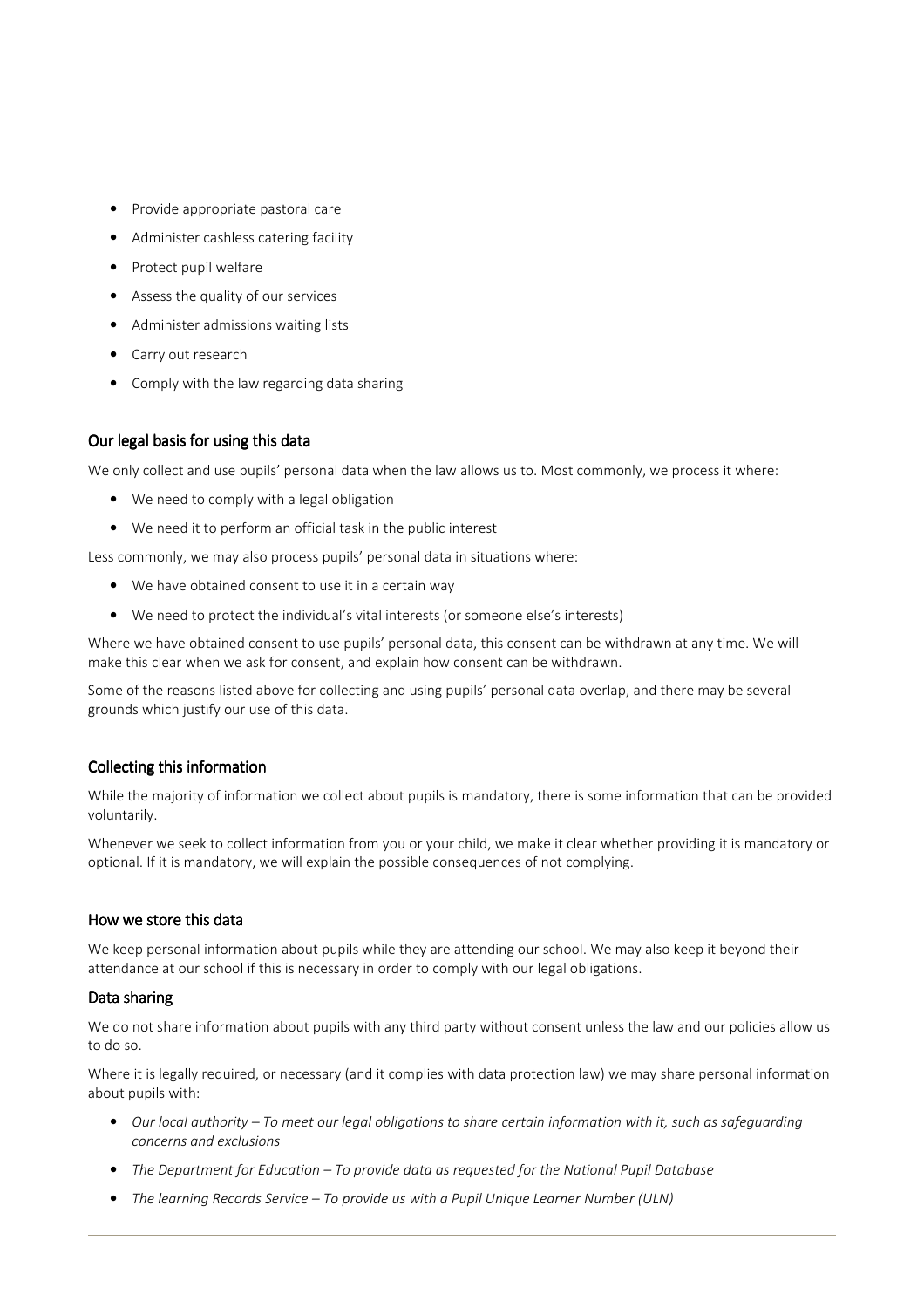- Provide appropriate pastoral care
- Administer cashless catering facility
- Protect pupil welfare
- Assess the quality of our services
- Administer admissions waiting lists
- Carry out research
- Comply with the law regarding data sharing

## Our legal basis for using this data

We only collect and use pupils' personal data when the law allows us to. Most commonly, we process it where:

- We need to comply with a legal obligation
- We need it to perform an official task in the public interest

Less commonly, we may also process pupils' personal data in situations where:

- We have obtained consent to use it in a certain way
- We need to protect the individual's vital interests (or someone else's interests)

Where we have obtained consent to use pupils' personal data, this consent can be withdrawn at any time. We will make this clear when we ask for consent, and explain how consent can be withdrawn.

Some of the reasons listed above for collecting and using pupils' personal data overlap, and there may be several grounds which justify our use of this data.

## Collecting this information

While the majority of information we collect about pupils is mandatory, there is some information that can be provided voluntarily.

Whenever we seek to collect information from you or your child, we make it clear whether providing it is mandatory or optional. If it is mandatory, we will explain the possible consequences of not complying.

## How we store this data

We keep personal information about pupils while they are attending our school. We may also keep it beyond their attendance at our school if this is necessary in order to comply with our legal obligations.

## Data sharing

We do not share information about pupils with any third party without consent unless the law and our policies allow us to do so.

Where it is legally required, or necessary (and it complies with data protection law) we may share personal information about pupils with:

- *Our local authority – To meet our legal obligations to share certain information with it, such as safeguarding concerns and exclusions*
- *The Department for Education – To provide data as requested for the National Pupil Database*
- *The learning Records Service – To provide us with a Pupil Unique Learner Number (ULN)*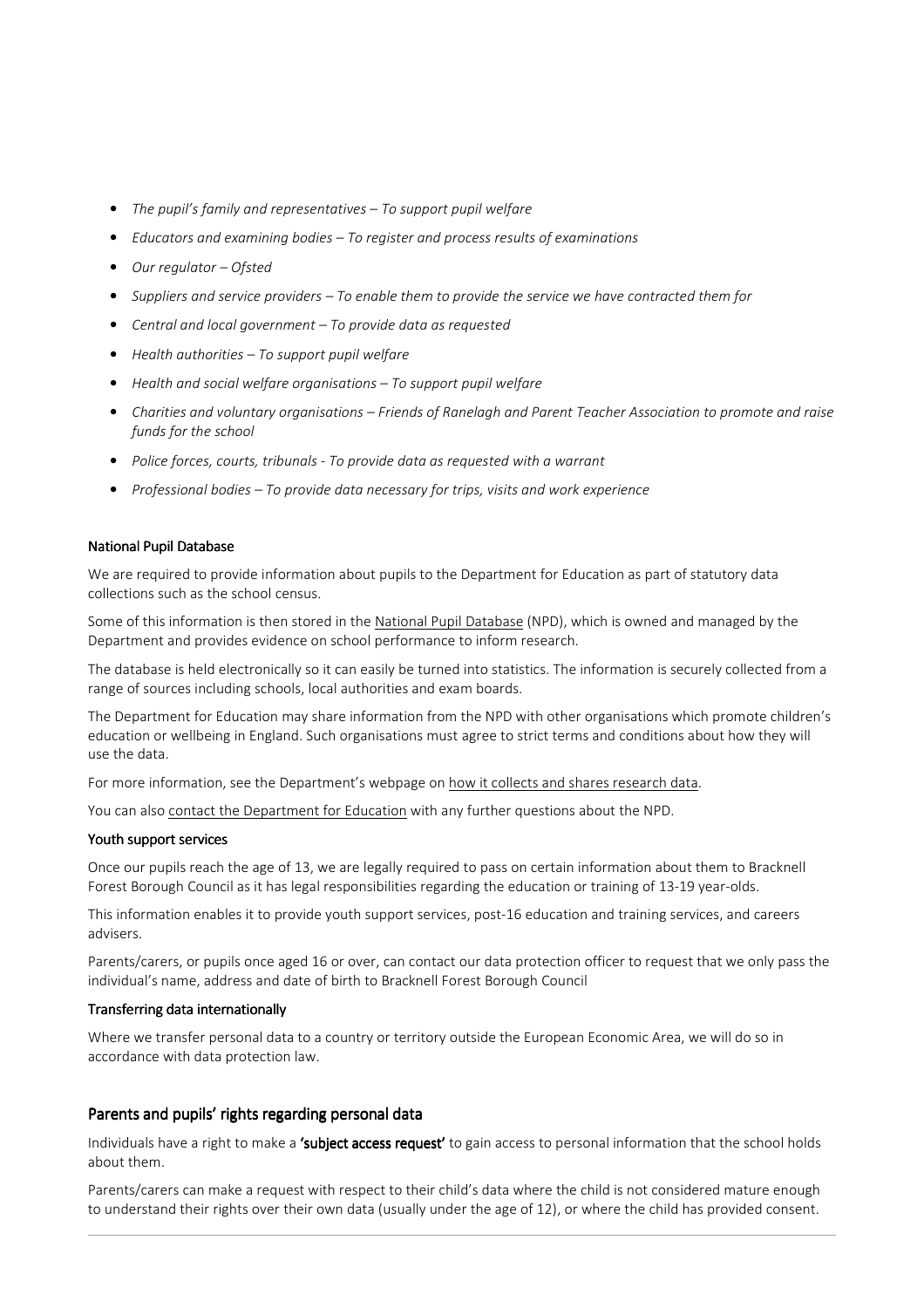- *The pupil's family and representatives – To support pupil welfare*
- *Educators and examining bodies – To register and process results of examinations*
- *Our regulator – Ofsted*
- *Suppliers and service providers – To enable them to provide the service we have contracted them for*
- *Central and local government – To provide data as requested*
- *Health authorities – To support pupil welfare*
- *Health and social welfare organisations – To support pupil welfare*
- *Charities and voluntary organisations – Friends of Ranelagh and Parent Teacher Association to promote and raise funds for the school*
- *Police forces, courts, tribunals - To provide data as requested with a warrant*
- *Professional bodies – To provide data necessary for trips, visits and work experience*

#### National Pupil Database

We are required to provide information about pupils to the Department for Education as part of statutory data collections such as the school census.

Some of this information is then stored in the National Pupil Database (NPD), which is owned and managed by the Department and provides evidence on school performance to inform research.

The database is held electronically so it can easily be turned into statistics. The information is securely collected from a range of sources including schools, local authorities and exam boards.

The Department for Education may share information from the NPD with other organisations which promote children's education or wellbeing in England. Such organisations must agree to strict terms and conditions about how they will use the data.

For more information, see the Department's webpage on how it collects and shares research data.

You can also contact the Department for Education with any further questions about the NPD.

#### Youth support services

Once our pupils reach the age of 13, we are legally required to pass on certain information about them to Bracknell Forest Borough Council as it has legal responsibilities regarding the education or training of 13-19 year-olds.

This information enables it to provide youth support services, post-16 education and training services, and careers advisers.

Parents/carers, or pupils once aged 16 or over, can contact our data protection officer to request that we only pass the individual's name, address and date of birth to Bracknell Forest Borough Council

#### Transferring data internationally

Where we transfer personal data to a country or territory outside the European Economic Area, we will do so in accordance with data protection law.

## Parents and pupils' rights regarding personal data

Individuals have a right to make a **'subject access request'** to gain access to personal information that the school holds about them.

Parents/carers can make a request with respect to their child's data where the child is not considered mature enough to understand their rights over their own data (usually under the age of 12), or where the child has provided consent.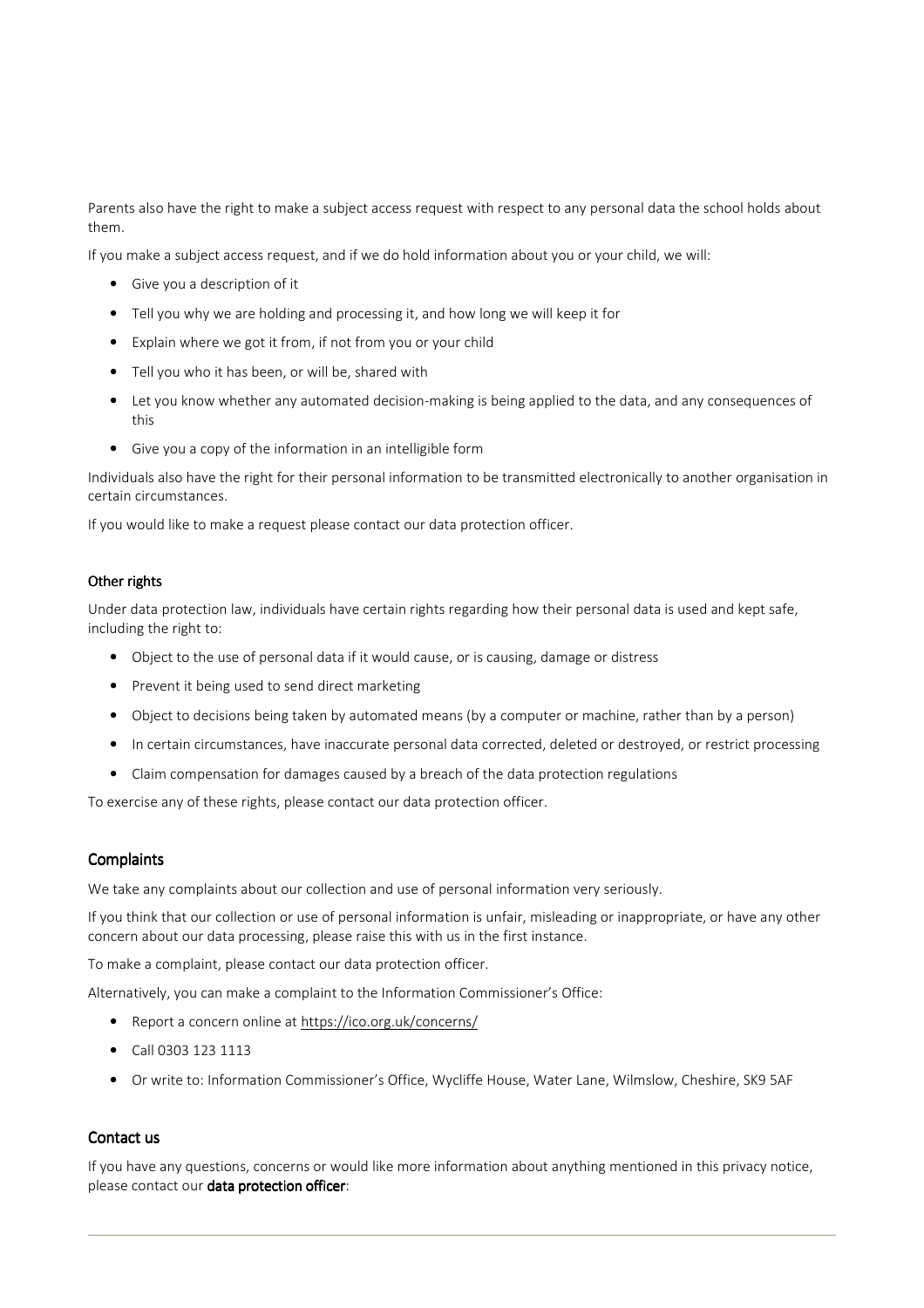Parents also have the right to make a subject access request with respect to any personal data the school holds about them.

If you make a subject access request, and if we do hold information about you or your child, we will:

- Give you a description of it
- Tell you why we are holding and processing it, and how long we will keep it for
- Explain where we got it from, if not from you or your child
- Tell you who it has been, or will be, shared with
- Let you know whether any automated decision-making is being applied to the data, and any consequences of this
- Give you a copy of the information in an intelligible form

Individuals also have the right for their personal information to be transmitted electronically to another organisation in certain circumstances.

If you would like to make a request please contact our data protection officer.

### Other rights

Under data protection law, individuals have certain rights regarding how their personal data is used and kept safe, including the right to:

- Object to the use of personal data if it would cause, or is causing, damage or distress
- Prevent it being used to send direct marketing
- Object to decisions being taken by automated means (by a computer or machine, rather than by a person)
- In certain circumstances, have inaccurate personal data corrected, deleted or destroyed, or restrict processing
- Claim compensation for damages caused by a breach of the data protection regulations

To exercise any of these rights, please contact our data protection officer.

## Complaints

We take any complaints about our collection and use of personal information very seriously.

If you think that our collection or use of personal information is unfair, misleading or inappropriate, or have any other concern about our data processing, please raise this with us in the first instance.

To make a complaint, please contact our data protection officer.

Alternatively, you can make a complaint to the Information Commissioner's Office:

- Report a concern online at https://ico.org.uk/concerns/
- Call 0303 123 1113
- Or write to: Information Commissioner's Office, Wycliffe House, Water Lane, Wilmslow, Cheshire, SK9 5AF

## Contact us

If you have any questions, concerns or would like more information about anything mentioned in this privacy notice, please contact our **data protection officer**: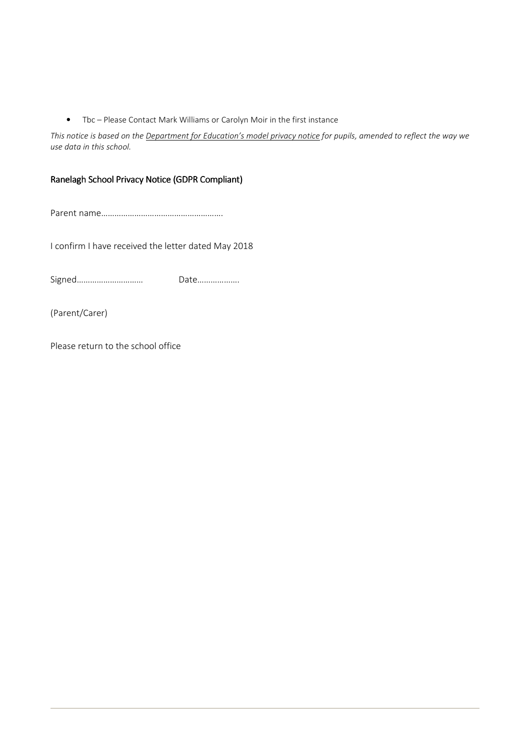- Tbc – Please Contact Mark Williams or Carolyn Moir in the first instance

*This notice is based on the Department for Education's model privacy notice for pupils, amended to reflect the way we use data in this school.*

## Ranelagh School Privacy Notice (GDPR Compliant)

Parent name……………………………………………….

I confirm I have received the letter dated May 2018

Signed………………………… Date……………….

(Parent/Carer)

Please return to the school office